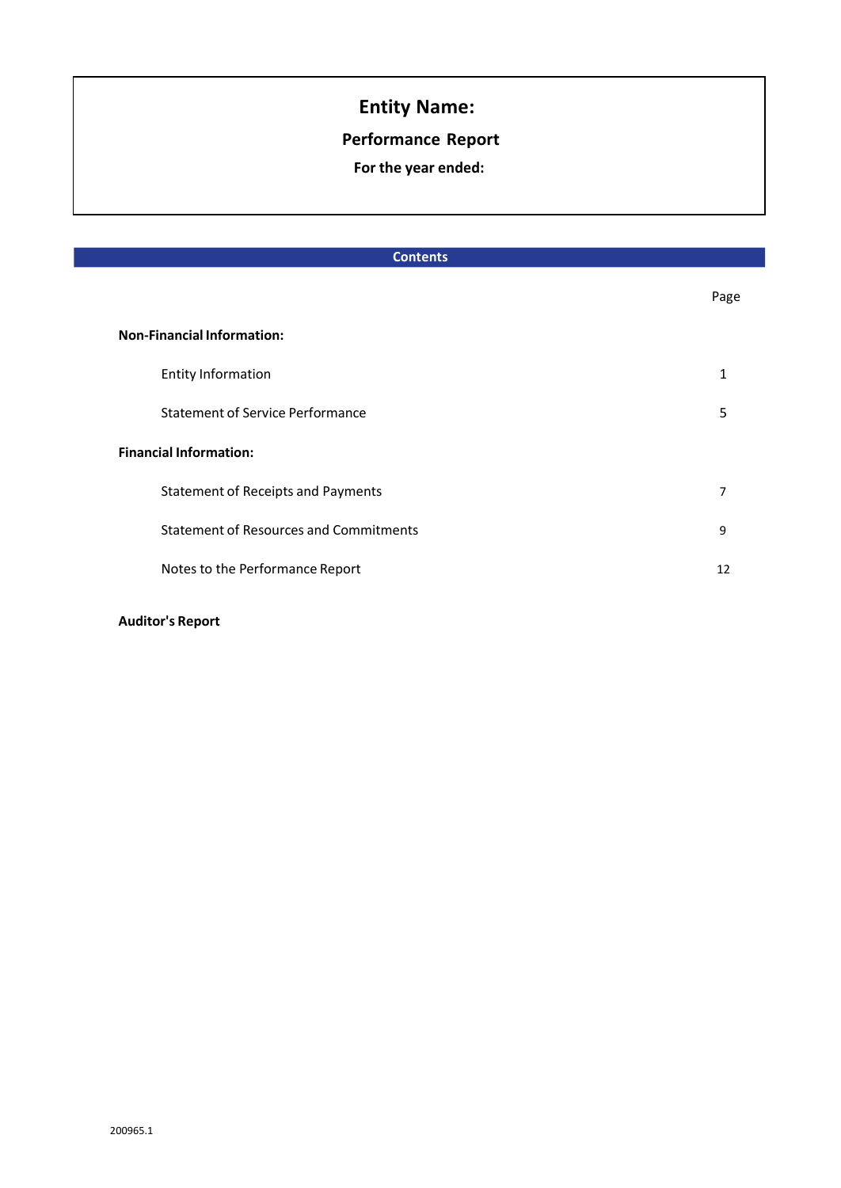# Entity Name:

## Performance Report

### For the year ended:

## Contents

| | Page |
|---|---|
| **Non-Financial Information:** | |
| Entity Information | 1 |
| Statement of Service Performance | 5 |
| **Financial Information:** | |
| Statement of Receipts and Payments | 7 |
| Statement of Resources and Commitments | 9 |
| Notes to the Performance Report | 12 |

**Auditor's Report**

200965.1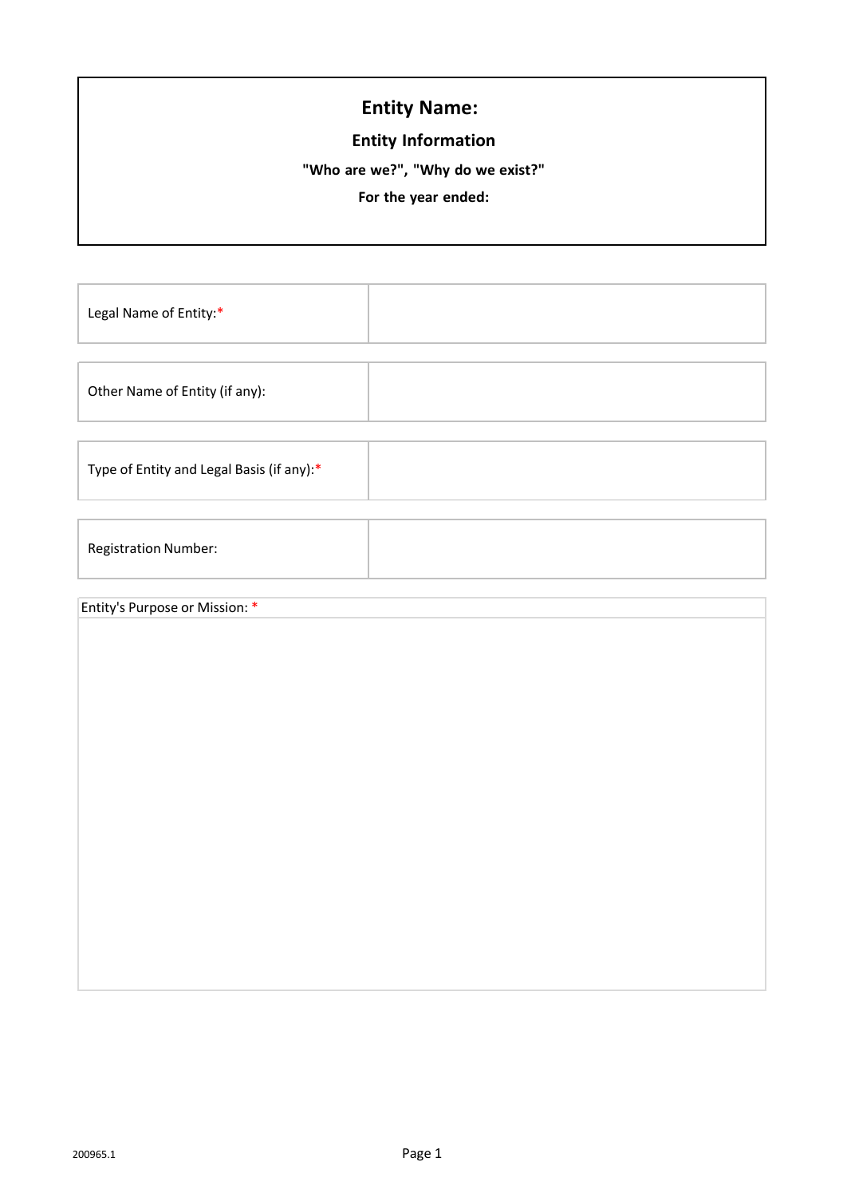# Entity Name:

## Entity Information

**"Who are we?", "Why do we exist?"**

**For the year ended:**

| Legal Name of Entity:* | |
|---|---|

| Other Name of Entity (if any): | |
|---|---|

| Type of Entity and Legal Basis (if any):* | |
|---|---|

| Registration Number: | |
|---|---|

| Entity's Purpose or Mission: * |
|---|
| |

200965.1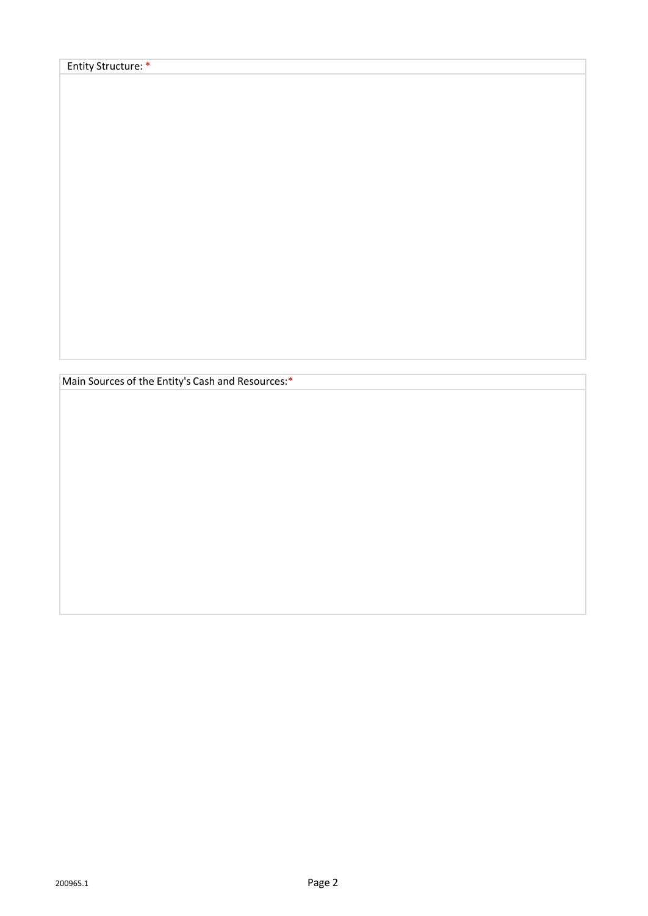| Entity Structure: * |
|---|
| |

| Main Sources of the Entity's Cash and Resources:* |
|---|
| |

200965.1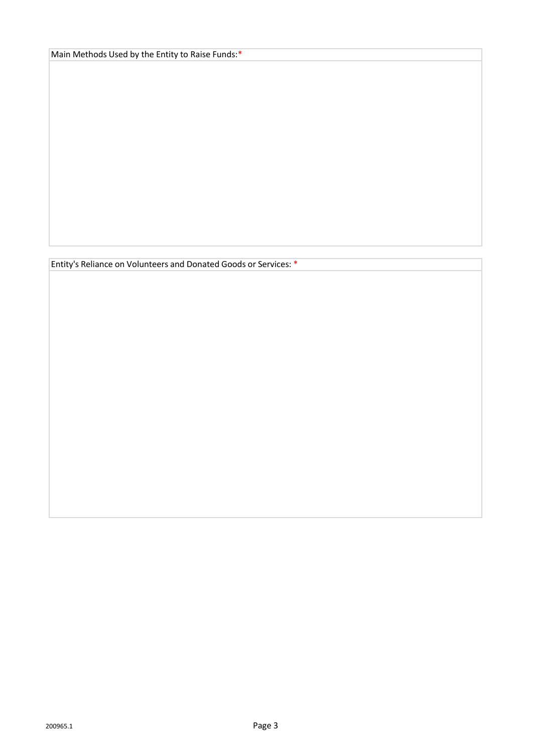| Main Methods Used by the Entity to Raise Funds:* |
| --- |
| |

| Entity's Reliance on Volunteers and Donated Goods or Services: * |
| --- |
| |

200965.1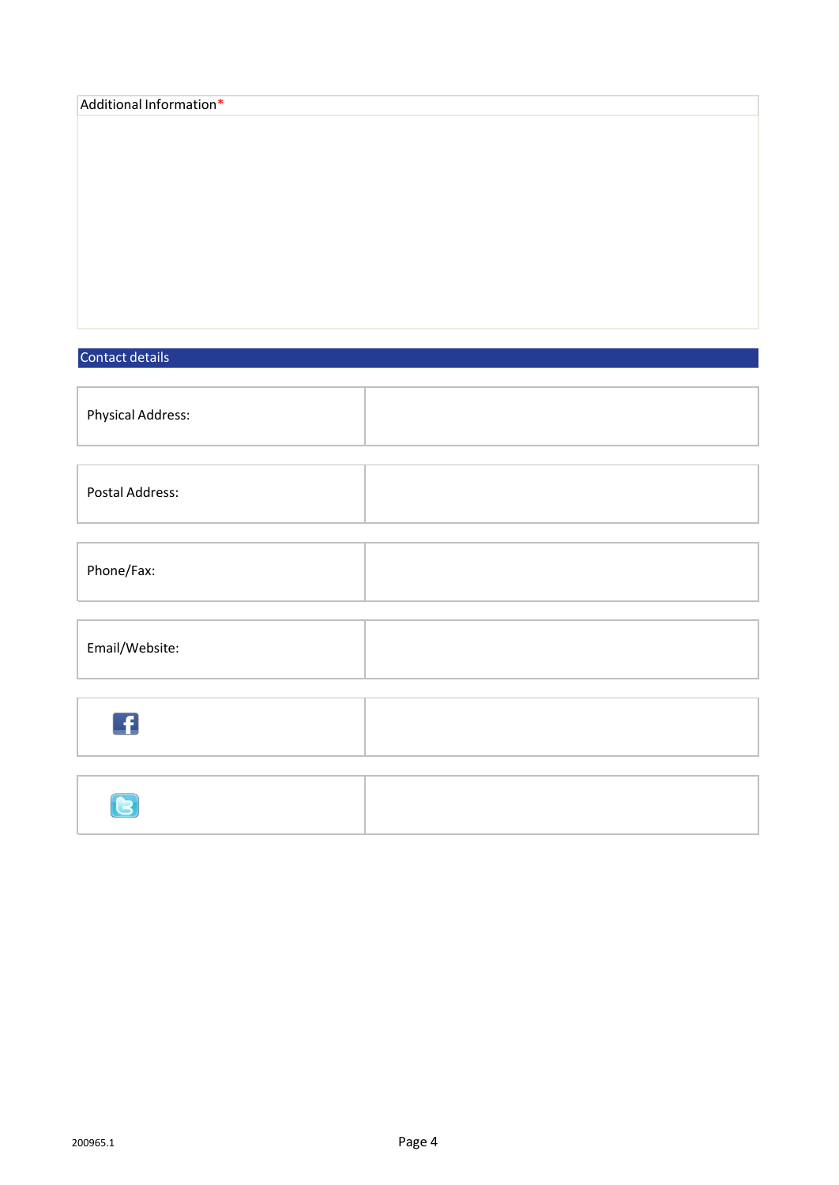| Additional Information* |
| --- |
| |

## Contact details

| | |
| --- | --- |
| Physical Address: | |
| Postal Address: | |
| Phone/Fax: | |
| Email/Website: | |
| Facebook | |
| Twitter | |

200965.1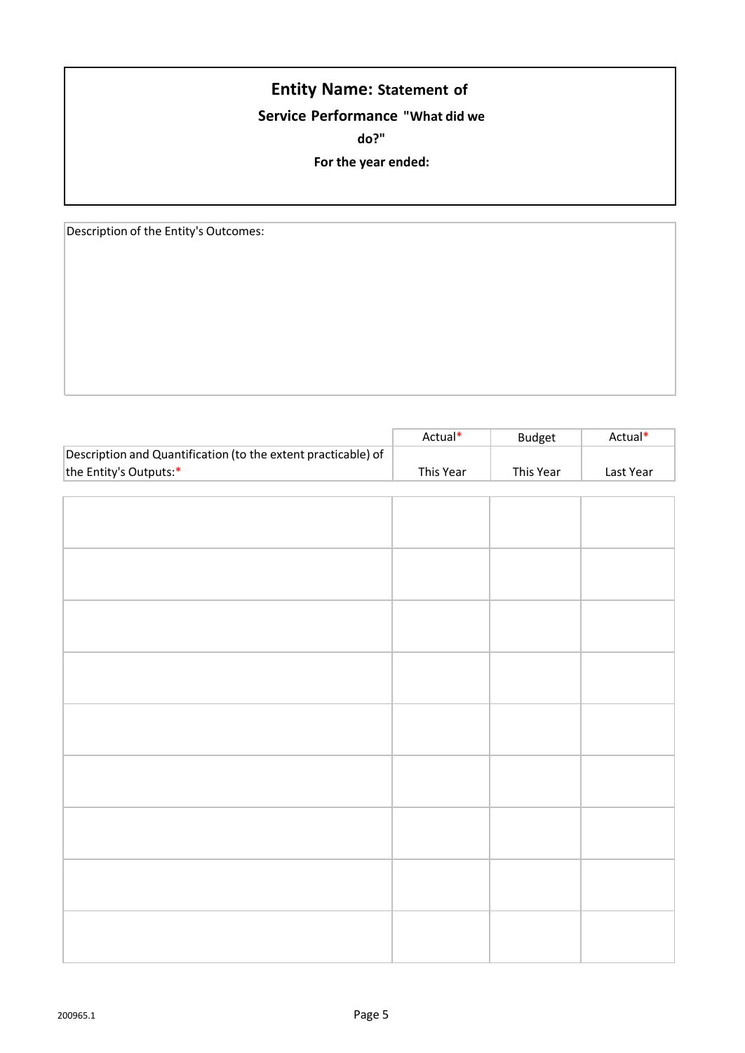# Entity Name: Statement of Service Performance "What did we do?"

**For the year ended:**

Description of the Entity's Outcomes:

| Description and Quantification (to the extent practicable) of the Entity's Outputs:* | Actual* This Year | Budget This Year | Actual* Last Year |
|---|---|---|---|
| | | | |
| | | | |
| | | | |
| | | | |
| | | | |
| | | | |
| | | | |
| | | | |
| | | | |

200965.1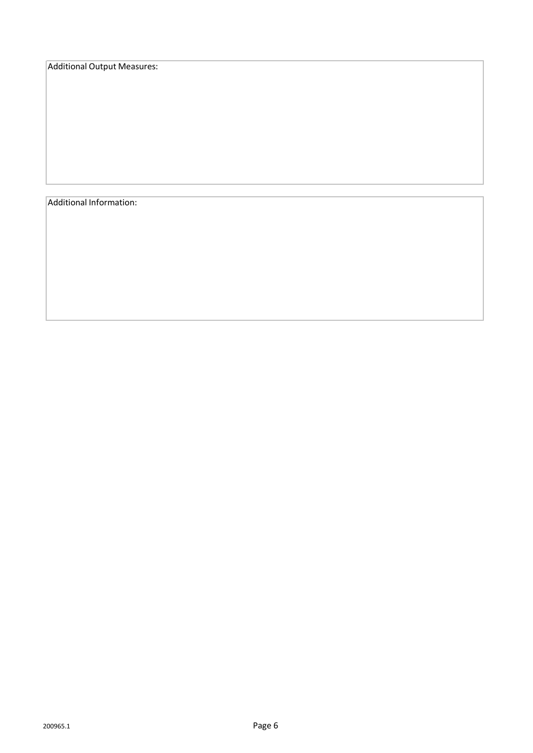Additional Output Measures:

Additional Information: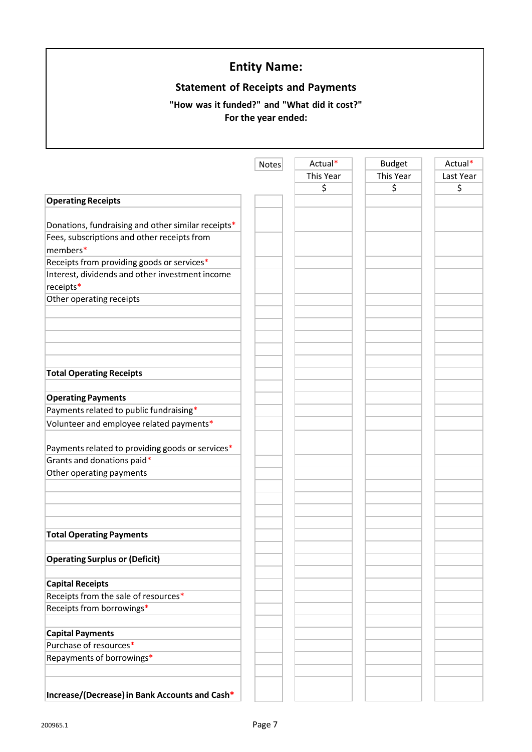**Entity Name:**

**Statement of Receipts and Payments**

**"How was it funded?" and "What did it cost?"**

**For the year ended:**

| | Notes | Actual* This Year $ | Budget This Year $ | Actual* Last Year $ |
|---|---|---|---|---|
| **Operating Receipts** | | | | |
| Donations, fundraising and other similar receipts* | | | | |
| Fees, subscriptions and other receipts from members* | | | | |
| Receipts from providing goods or services* | | | | |
| Interest, dividends and other investment income receipts* | | | | |
| Other operating receipts | | | | |
| | | | | |
| | | | | |
| | | | | |
| | | | | |
| | | | | |
| **Total Operating Receipts** | | | | |
| | | | | |
| **Operating Payments** | | | | |
| Payments related to public fundraising* | | | | |
| Volunteer and employee related payments* | | | | |
| Payments related to providing goods or services* | | | | |
| Grants and donations paid* | | | | |
| Other operating payments | | | | |
| | | | | |
| | | | | |
| | | | | |
| | | | | |
| **Total Operating Payments** | | | | |
| | | | | |
| **Operating Surplus or (Deficit)** | | | | |
| | | | | |
| **Capital Receipts** | | | | |
| Receipts from the sale of resources* | | | | |
| Receipts from borrowings* | | | | |
| | | | | |
| **Capital Payments** | | | | |
| Purchase of resources* | | | | |
| Repayments of borrowings* | | | | |
| | | | | |
| **Increase/(Decrease) in Bank Accounts and Cash*** | | | | |

200965.1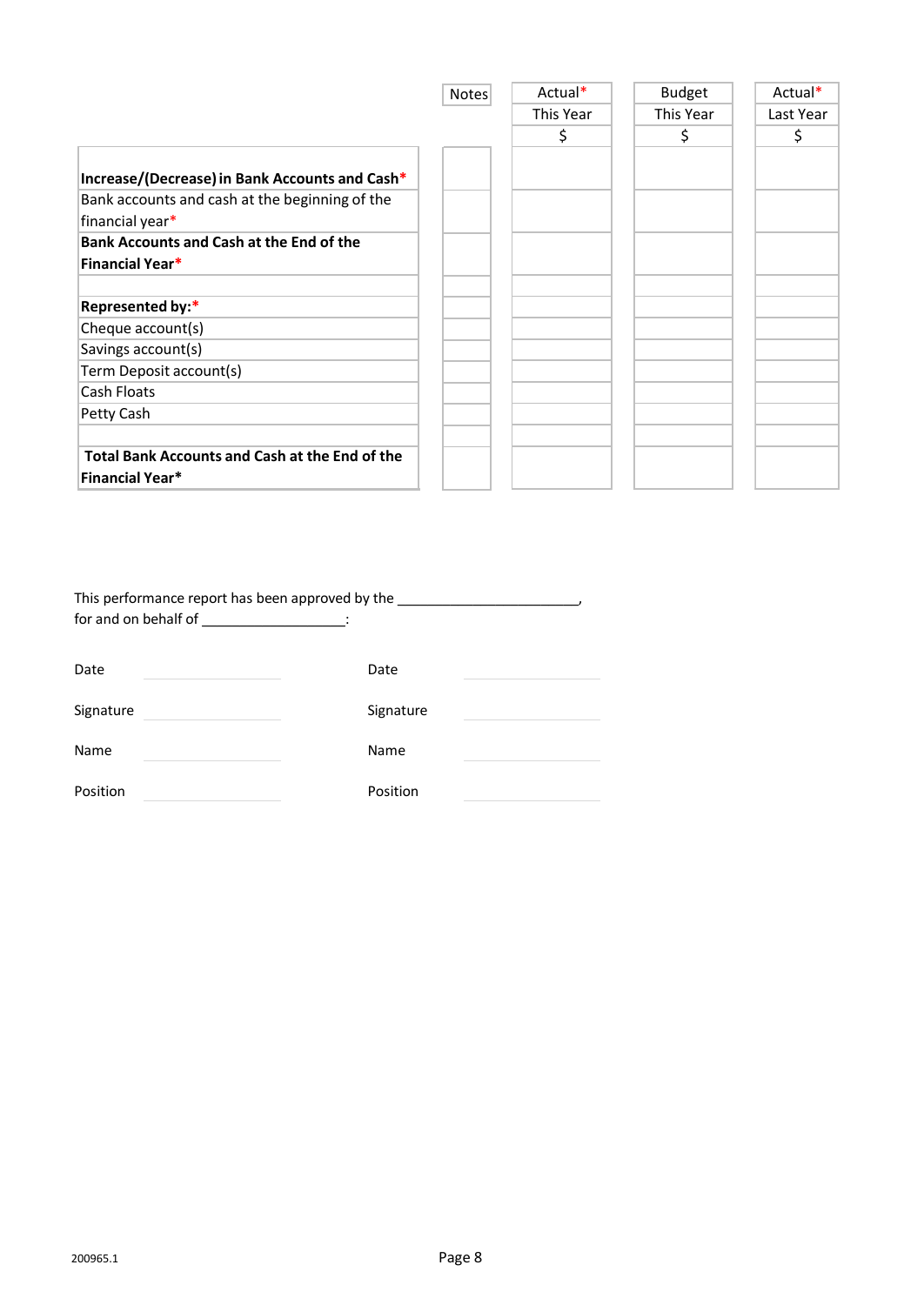| | Notes | Actual* This Year $ | Budget This Year $ | Actual* Last Year $ |
|---|---|---|---|---|
| **Increase/(Decrease) in Bank Accounts and Cash*** | | | | |
| Bank accounts and cash at the beginning of the financial year* | | | | |
| **Bank Accounts and Cash at the End of the Financial Year*** | | | | |
| | | | | |
| **Represented by:*** | | | | |
| Cheque account(s) | | | | |
| Savings account(s) | | | | |
| Term Deposit account(s) | | | | |
| Cash Floats | | | | |
| Petty Cash | | | | |
| | | | | |
| **Total Bank Accounts and Cash at the End of the Financial Year*** | | | | |

This performance report has been approved by the ______________________,
for and on behalf of __________________:

| | | | |
|---|---|---|---|
| Date | | Date | |
| Signature | | Signature | |
| Name | | Name | |
| Position | | Position | |

200965.1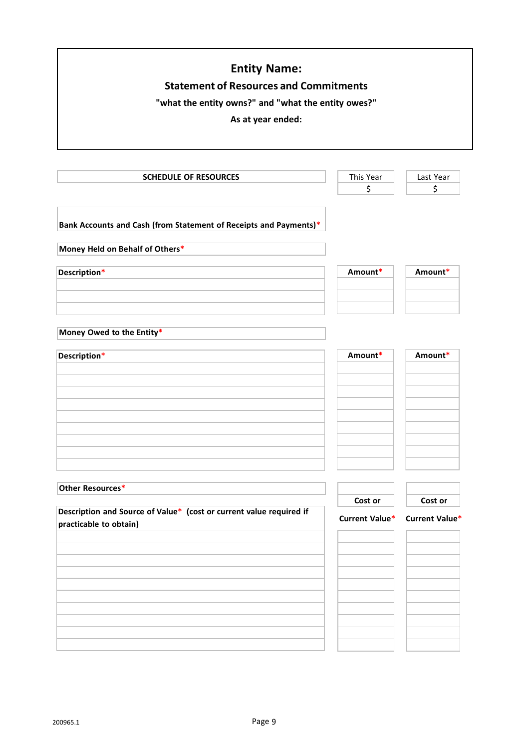# Entity Name:

## Statement of Resources and Commitments

**"what the entity owns?" and "what the entity owes?"**

**As at year ended:**

| SCHEDULE OF RESOURCES | This Year<br>$ | Last Year<br>$ |
|---|---|---|
| **Bank Accounts and Cash (from Statement of Receipts and Payments)*** | | |

**Money Held on Behalf of Others***

| Description* | Amount* | Amount* |
|---|---|---|
| | | |
| | | |
| | | |

**Money Owed to the Entity***

| Description* | Amount* | Amount* |
|---|---|---|
| | | |
| | | |
| | | |
| | | |
| | | |
| | | |
| | | |
| | | |
| | | |

**Other Resources***

| Description and Source of Value* (cost or current value required if practicable to obtain) | Cost or Current Value* | Cost or Current Value* |
|---|---|---|
| | | |
| | | |
| | | |
| | | |
| | | |
| | | |
| | | |
| | | |
| | | |
| | | |

200965.1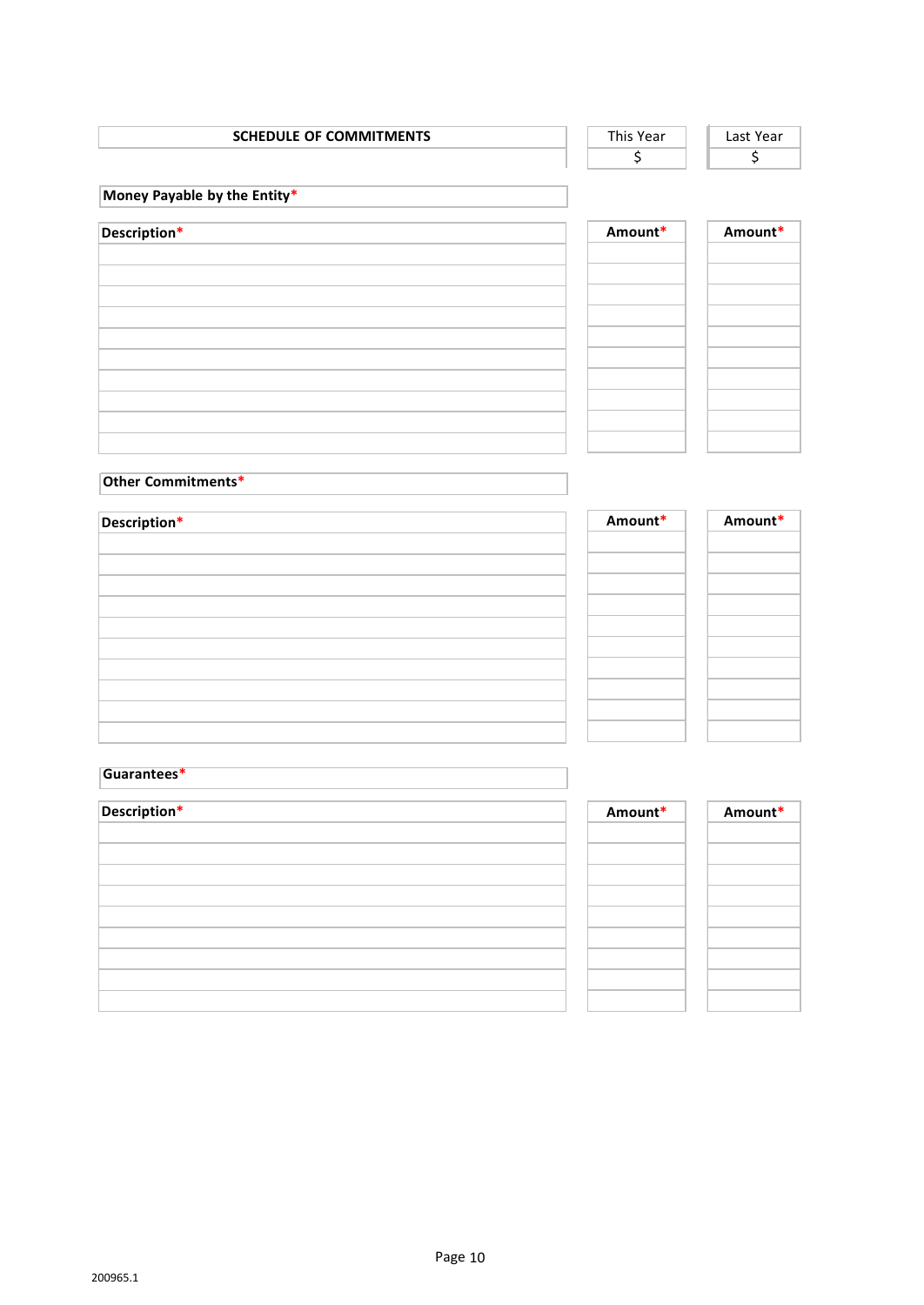| SCHEDULE OF COMMITMENTS | This Year | Last Year |
|---|---|---|
| | $ | $ |

**Money Payable by the Entity***

| Description* | Amount* | Amount* |
|---|---|---|
| | | |
| | | |
| | | |
| | | |
| | | |
| | | |
| | | |
| | | |
| | | |
| | | |

**Other Commitments***

| Description* | Amount* | Amount* |
|---|---|---|
| | | |
| | | |
| | | |
| | | |
| | | |
| | | |
| | | |
| | | |
| | | |
| | | |

**Guarantees***

| Description* | Amount* | Amount* |
|---|---|---|
| | | |
| | | |
| | | |
| | | |
| | | |
| | | |
| | | |
| | | |
| | | |

200965.1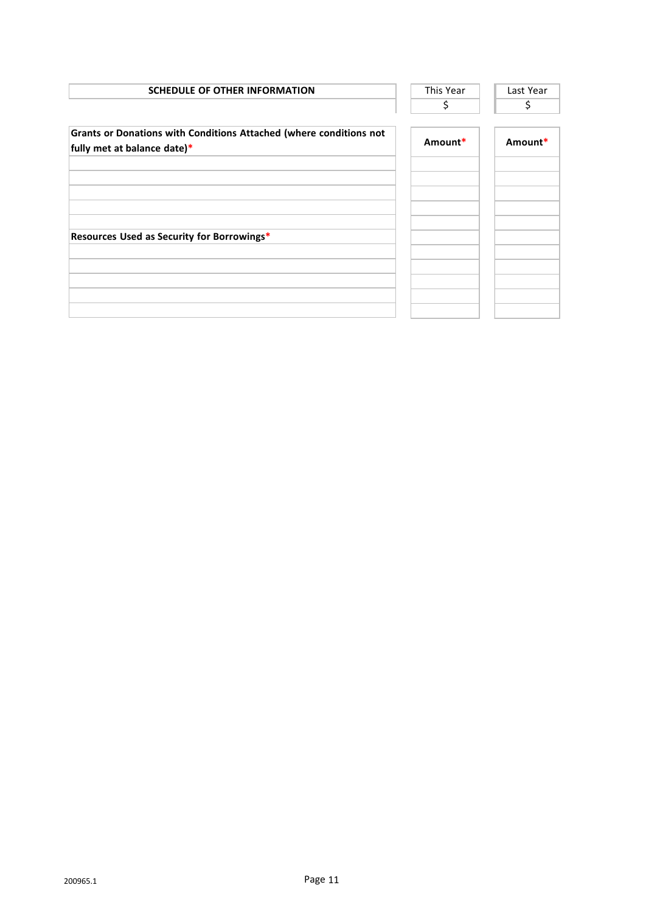| SCHEDULE OF OTHER INFORMATION | This Year | Last Year |
|---|---|---|
| | $ | $ |
| **Grants or Donations with Conditions Attached (where conditions not fully met at balance date)*** | **Amount*** | **Amount*** |
| | | |
| | | |
| | | |
| | | |
| | | |
| **Resources Used as Security for Borrowings*** | | |
| | | |
| | | |
| | | |
| | | |
| | | |

200965.1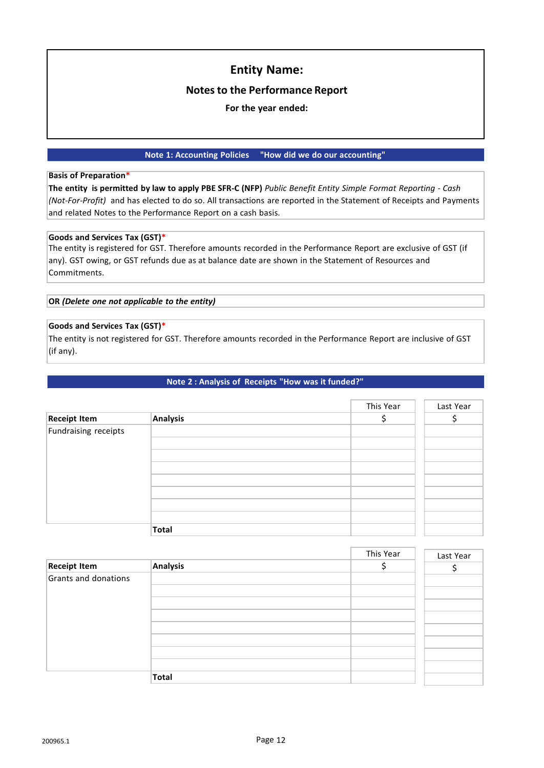# Entity Name:

## Notes to the Performance Report

**For the year ended:**

## Note 1: Accounting Policies "How did we do our accounting"

**Basis of Preparation***

**The entity is permitted by law to apply PBE SFR-C (NFP)** *Public Benefit Entity Simple Format Reporting - Cash (Not-For-Profit)* and has elected to do so. All transactions are reported in the Statement of Receipts and Payments and related Notes to the Performance Report on a cash basis.

**Goods and Services Tax (GST)***

The entity is registered for GST. Therefore amounts recorded in the Performance Report are exclusive of GST (if any). GST owing, or GST refunds due as at balance date are shown in the Statement of Resources and Commitments.

**OR *(Delete one not applicable to the entity)***

**Goods and Services Tax (GST)***

The entity is not registered for GST. Therefore amounts recorded in the Performance Report are inclusive of GST (if any).

## Note 2 : Analysis of Receipts "How was it funded?"

| **Receipt Item** | **Analysis** | This Year $ | Last Year $ |
|---|---|---|---|
| Fundraising receipts | | | |
| | | | |
| | | | |
| | | | |
| | | | |
| | | | |
| | | | |
| | | | |
| | **Total** | | |

| **Receipt Item** | **Analysis** | This Year $ | Last Year $ |
|---|---|---|---|
| Grants and donations | | | |
| | | | |
| | | | |
| | | | |
| | | | |
| | | | |
| | | | |
| | | | |
| | **Total** | | |

200965.1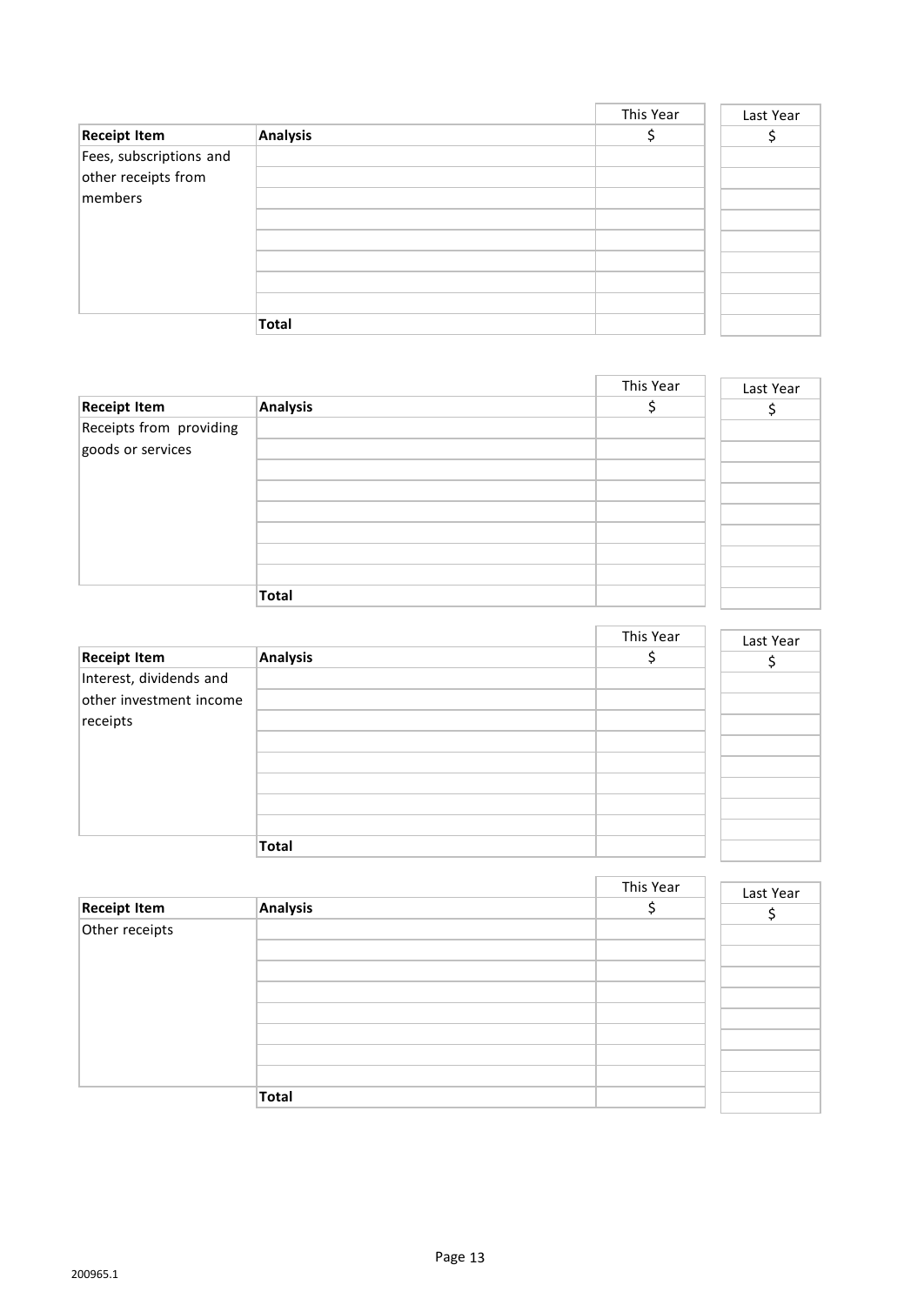| Receipt Item | Analysis | This Year<br>$ | Last Year<br>$ |
|---|---|---|---|
| Fees, subscriptions and other receipts from members | | | |
| | | | |
| | | | |
| | | | |
| | | | |
| | | | |
| | | | |
| | | | |
| | **Total** | | |

| Receipt Item | Analysis | This Year<br>$ | Last Year<br>$ |
|---|---|---|---|
| Receipts from providing goods or services | | | |
| | | | |
| | | | |
| | | | |
| | | | |
| | | | |
| | | | |
| | | | |
| | **Total** | | |

| Receipt Item | Analysis | This Year<br>$ | Last Year<br>$ |
|---|---|---|---|
| Interest, dividends and other investment income receipts | | | |
| | | | |
| | | | |
| | | | |
| | | | |
| | | | |
| | | | |
| | | | |
| | **Total** | | |

| Receipt Item | Analysis | This Year<br>$ | Last Year<br>$ |
|---|---|---|---|
| Other receipts | | | |
| | | | |
| | | | |
| | | | |
| | | | |
| | | | |
| | | | |
| | | | |
| | **Total** | | |

200965.1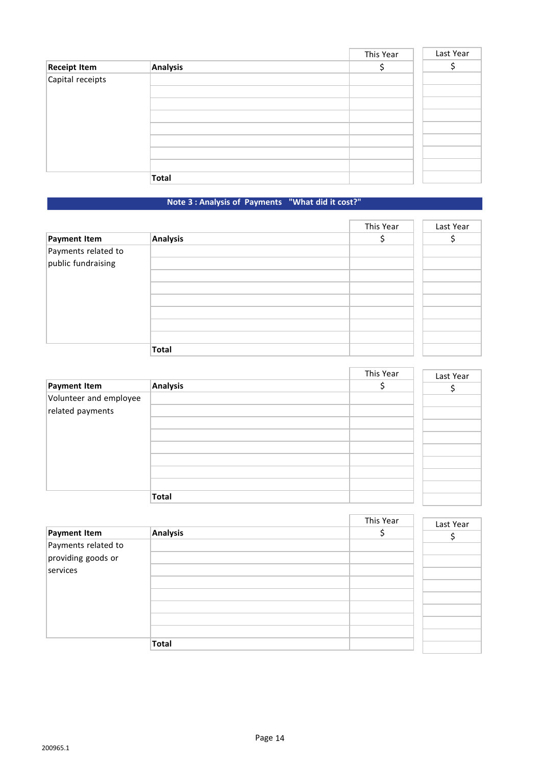| Receipt Item | Analysis | This Year $ | Last Year $ |
|---|---|---|---|
| Capital receipts | | | |
| | | | |
| | | | |
| | | | |
| | | | |
| | | | |
| | | | |
| | | | |
| | **Total** | | |

## Note 3 : Analysis of Payments "What did it cost?"

| Payment Item | Analysis | This Year $ | Last Year $ |
|---|---|---|---|
| Payments related to public fundraising | | | |
| | | | |
| | | | |
| | | | |
| | | | |
| | | | |
| | | | |
| | | | |
| | **Total** | | |

| Payment Item | Analysis | This Year $ | Last Year $ |
|---|---|---|---|
| Volunteer and employee related payments | | | |
| | | | |
| | | | |
| | | | |
| | | | |
| | | | |
| | | | |
| | | | |
| | **Total** | | |

| Payment Item | Analysis | This Year $ | Last Year $ |
|---|---|---|---|
| Payments related to providing goods or services | | | |
| | | | |
| | | | |
| | | | |
| | | | |
| | | | |
| | | | |
| | | | |
| | **Total** | | |

200965.1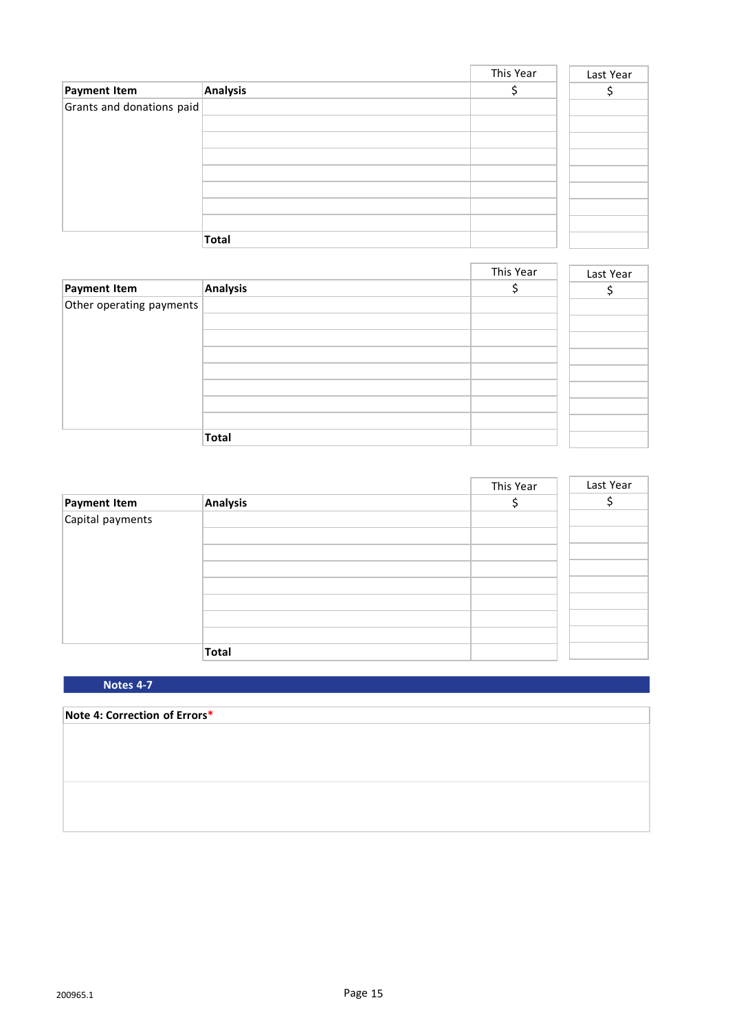| Payment Item | Analysis | This Year $ | Last Year $ |
|---|---|---|---|
| Grants and donations paid | | | |
| | | | |
| | | | |
| | | | |
| | | | |
| | | | |
| | | | |
| | | | |
| | **Total** | | |

| Payment Item | Analysis | This Year $ | Last Year $ |
|---|---|---|---|
| Other operating payments | | | |
| | | | |
| | | | |
| | | | |
| | | | |
| | | | |
| | | | |
| | | | |
| | **Total** | | |

| Payment Item | Analysis | This Year $ | Last Year $ |
|---|---|---|---|
| Capital payments | | | |
| | | | |
| | | | |
| | | | |
| | | | |
| | | | |
| | | | |
| | | | |
| | **Total** | | |

## Notes 4-7

**Note 4: Correction of Errors***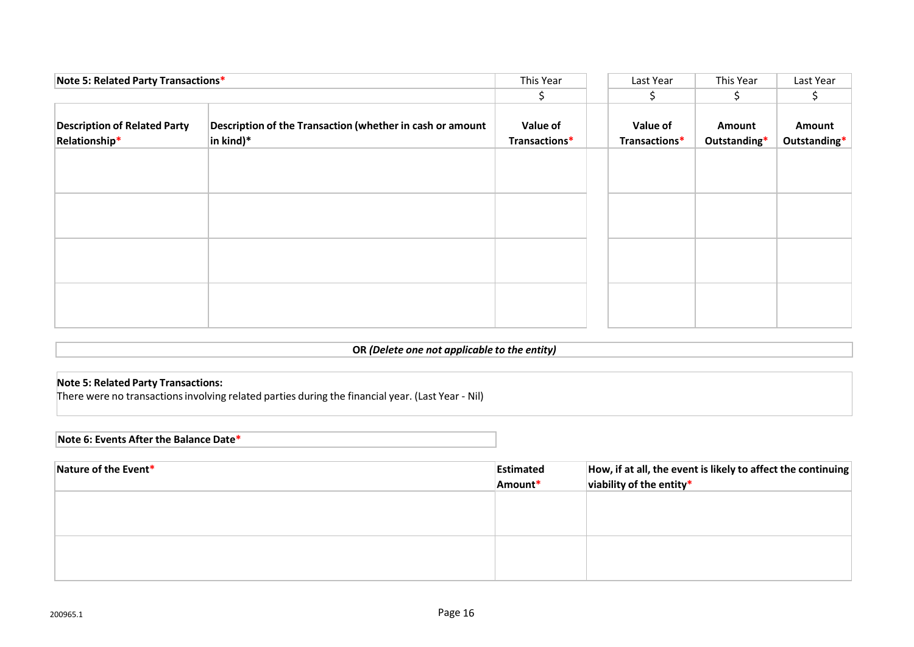| Note 5: Related Party Transactions* | | This Year | Last Year | This Year | Last Year |
|---|---|---|---|---|---|
| | | $ | $ | $ | $ |
| **Description of Related Party Relationship*** | **Description of the Transaction (whether in cash or amount in kind)*** | **Value of Transactions*** | **Value of Transactions*** | **Amount Outstanding*** | **Amount Outstanding*** |
| | | | | | |
| | | | | | |
| | | | | | |
| | | | | | |

**OR** ***(Delete one not applicable to the entity)***

**Note 5: Related Party Transactions:**
There were no transactions involving related parties during the financial year. (Last Year - Nil)

**Note 6: Events After the Balance Date***

| Nature of the Event* | Estimated Amount* | How, if at all, the event is likely to affect the continuing viability of the entity* |
|---|---|---|
| | | |
| | | |

200965.1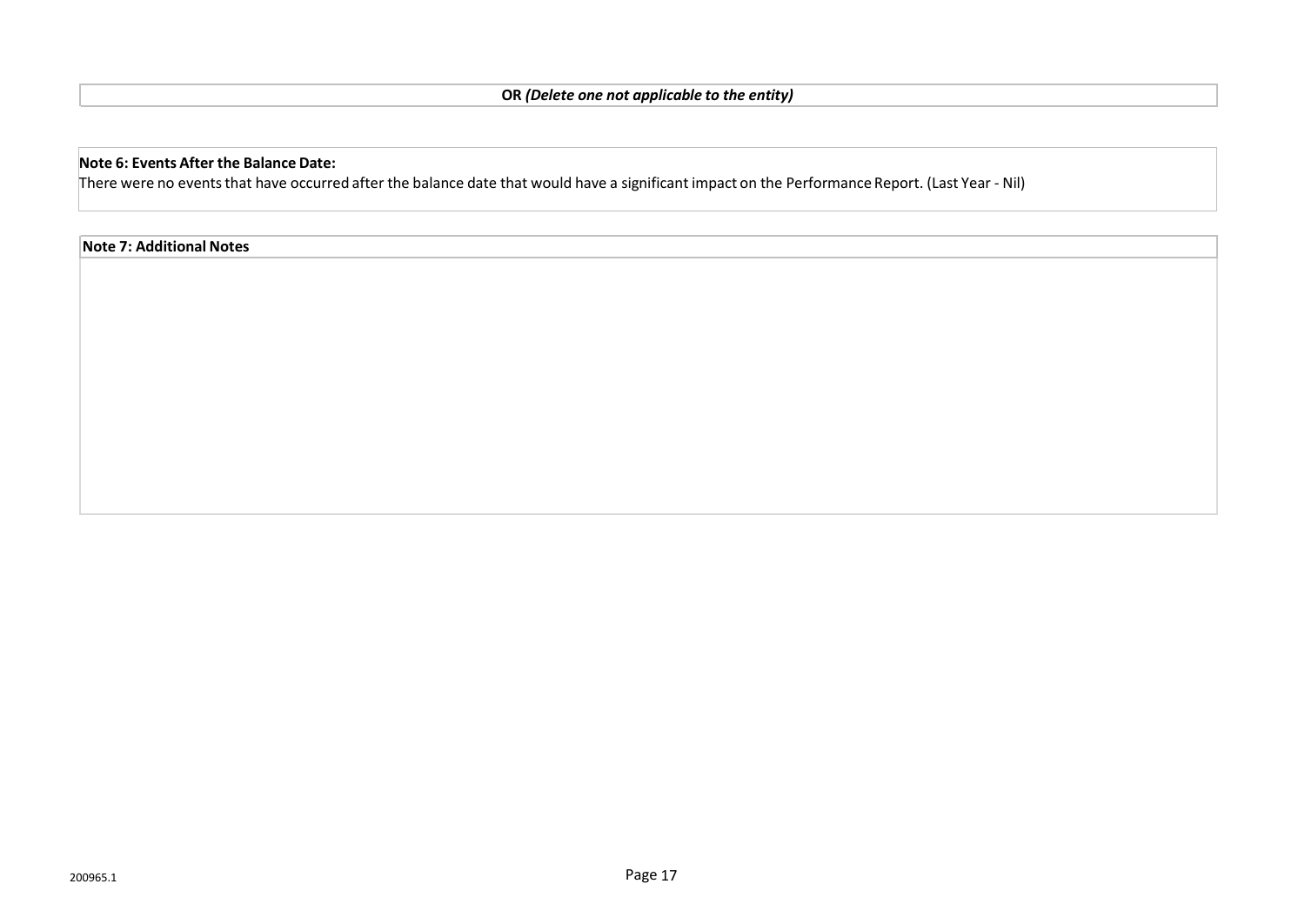**OR** *(Delete one not applicable to the entity)*

**Note 6: Events After the Balance Date:**

There were no events that have occurred after the balance date that would have a significant impact on the Performance Report. (Last Year - Nil)

**Note 7: Additional Notes**

200965.1